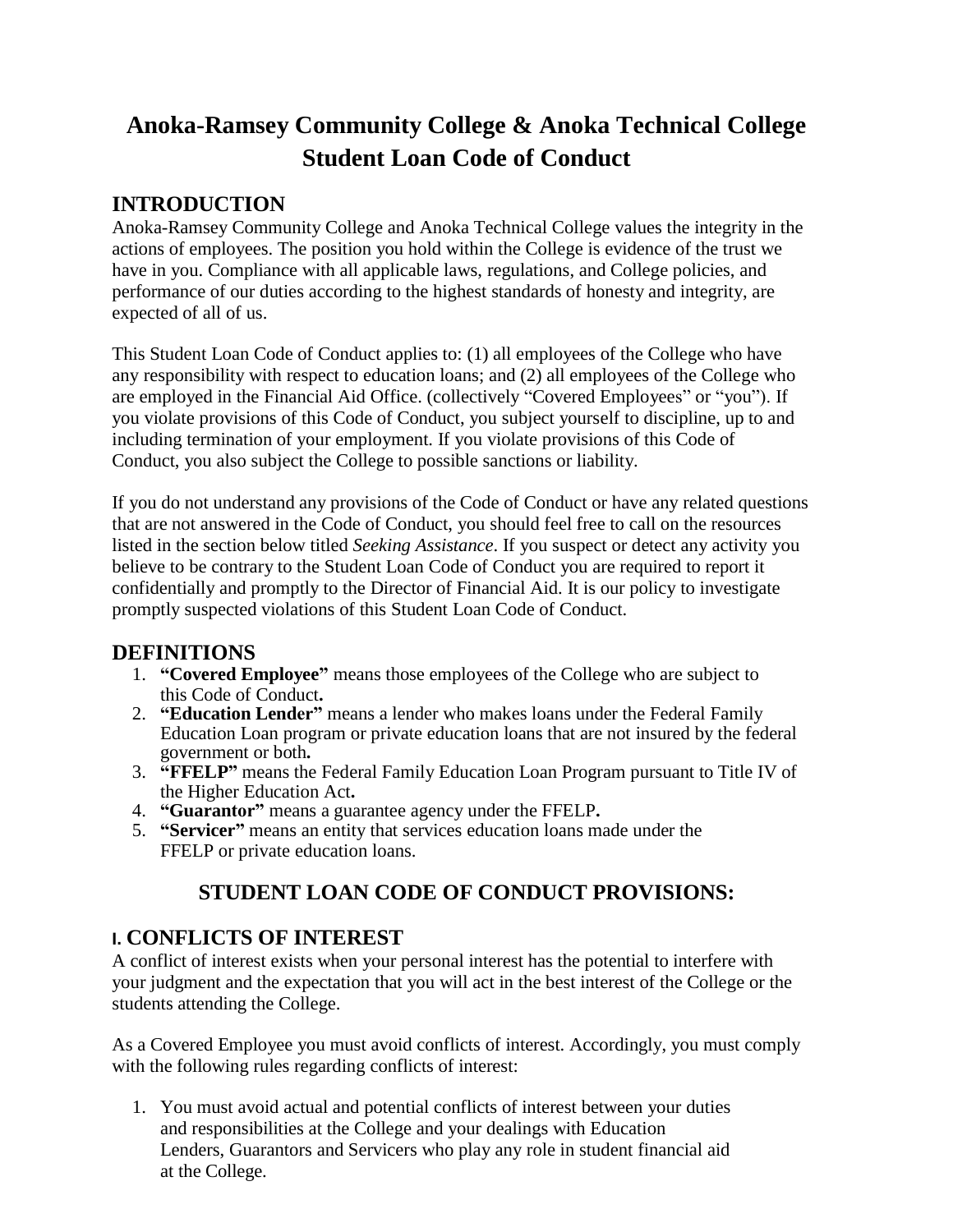# Anoka-Ramsey Community College & Anoka Technical College Student Loan Code of Conduct

## INTRODUCTION

Anoka-Ramsey Community College and Anoka Technical College values the integrity in the actions of employees. The position you hold within the College is evidence of the trust we have in you. Compliance with all applicable laws, regulations, and College policies, and performance of our duties according to the highest standards of honesty and integrity, are expected of all of us.

This Student Loan Code of Conduct applies to: (1) all employees of the College who have any responsibility with respect to education loans; and (2) all employees of the College who are employed in the Financial Aid Office. (collectively "Covered Employees" or "you"). If you violate provisions of this Code of Conduct, you subject yourself to discipline, up to and including termination of your employment. If you violate provisions of this Code of Conduct, you also subject the College to possible sanctions or liability.

If you do not understand any provisions of the Code of Conduct or have any related questions that are not answered in the Code of Conduct, you should feel free to call on the resources listed in the section below titled *Seeking Assistance*. If you suspect or detect any activity you believe to be contrary to the Student Loan Code of Conduct you are required to report it confidentially and promptly to the Director of Financial Aid. It is our policy to investigate promptly suspected violations of this Student Loan Code of Conduct.

## DEFINITIONS

1. **"Covered Employee"** means those employees of the College who are subject to this Code of Conduct**.**
2. **"Education Lender"** means a lender who makes loans under the Federal Family Education Loan program or private education loans that are not insured by the federal government or both**.**
3. **"FFELP"** means the Federal Family Education Loan Program pursuant to Title IV of the Higher Education Act**.**
4. **"Guarantor"** means a guarantee agency under the FFELP**.**
5. **"Servicer"** means an entity that services education loans made under the FFELP or private education loans.

## STUDENT LOAN CODE OF CONDUCT PROVISIONS:

## I. CONFLICTS OF INTEREST

A conflict of interest exists when your personal interest has the potential to interfere with your judgment and the expectation that you will act in the best interest of the College or the students attending the College.

As a Covered Employee you must avoid conflicts of interest. Accordingly, you must comply with the following rules regarding conflicts of interest:

1. You must avoid actual and potential conflicts of interest between your duties and responsibilities at the College and your dealings with Education Lenders, Guarantors and Servicers who play any role in student financial aid at the College.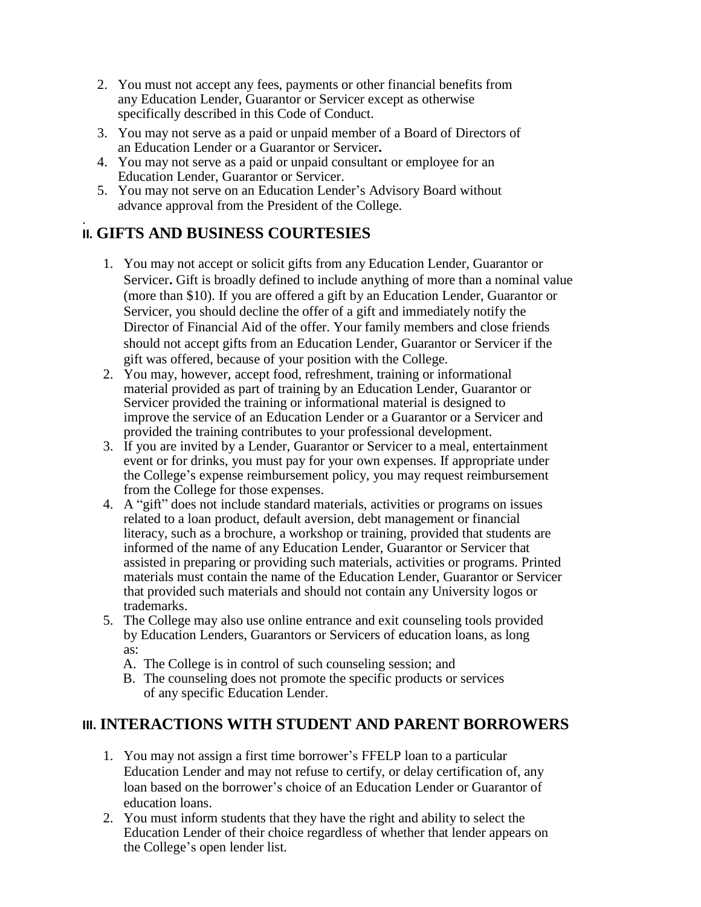2. You must not accept any fees, payments or other financial benefits from any Education Lender, Guarantor or Servicer except as otherwise specifically described in this Code of Conduct.
3. You may not serve as a paid or unpaid member of a Board of Directors of an Education Lender or a Guarantor or Servicer**.**
4. You may not serve as a paid or unpaid consultant or employee for an Education Lender, Guarantor or Servicer.
5. You may not serve on an Education Lender's Advisory Board without advance approval from the President of the College.

## II. GIFTS AND BUSINESS COURTESIES

1. You may not accept or solicit gifts from any Education Lender, Guarantor or Servicer**.** Gift is broadly defined to include anything of more than a nominal value (more than $10). If you are offered a gift by an Education Lender, Guarantor or Servicer, you should decline the offer of a gift and immediately notify the Director of Financial Aid of the offer. Your family members and close friends should not accept gifts from an Education Lender, Guarantor or Servicer if the gift was offered, because of your position with the College.
2. You may, however, accept food, refreshment, training or informational material provided as part of training by an Education Lender, Guarantor or Servicer provided the training or informational material is designed to improve the service of an Education Lender or a Guarantor or a Servicer and provided the training contributes to your professional development.
3. If you are invited by a Lender, Guarantor or Servicer to a meal, entertainment event or for drinks, you must pay for your own expenses. If appropriate under the College's expense reimbursement policy, you may request reimbursement from the College for those expenses.
4. A "gift" does not include standard materials, activities or programs on issues related to a loan product, default aversion, debt management or financial literacy, such as a brochure, a workshop or training, provided that students are informed of the name of any Education Lender, Guarantor or Servicer that assisted in preparing or providing such materials, activities or programs. Printed materials must contain the name of the Education Lender, Guarantor or Servicer that provided such materials and should not contain any University logos or trademarks.
5. The College may also use online entrance and exit counseling tools provided by Education Lenders, Guarantors or Servicers of education loans, as long as:
   A. The College is in control of such counseling session; and
   B. The counseling does not promote the specific products or services of any specific Education Lender.

## III. INTERACTIONS WITH STUDENT AND PARENT BORROWERS

1. You may not assign a first time borrower's FFELP loan to a particular Education Lender and may not refuse to certify, or delay certification of, any loan based on the borrower's choice of an Education Lender or Guarantor of education loans.
2. You must inform students that they have the right and ability to select the Education Lender of their choice regardless of whether that lender appears on the College's open lender list.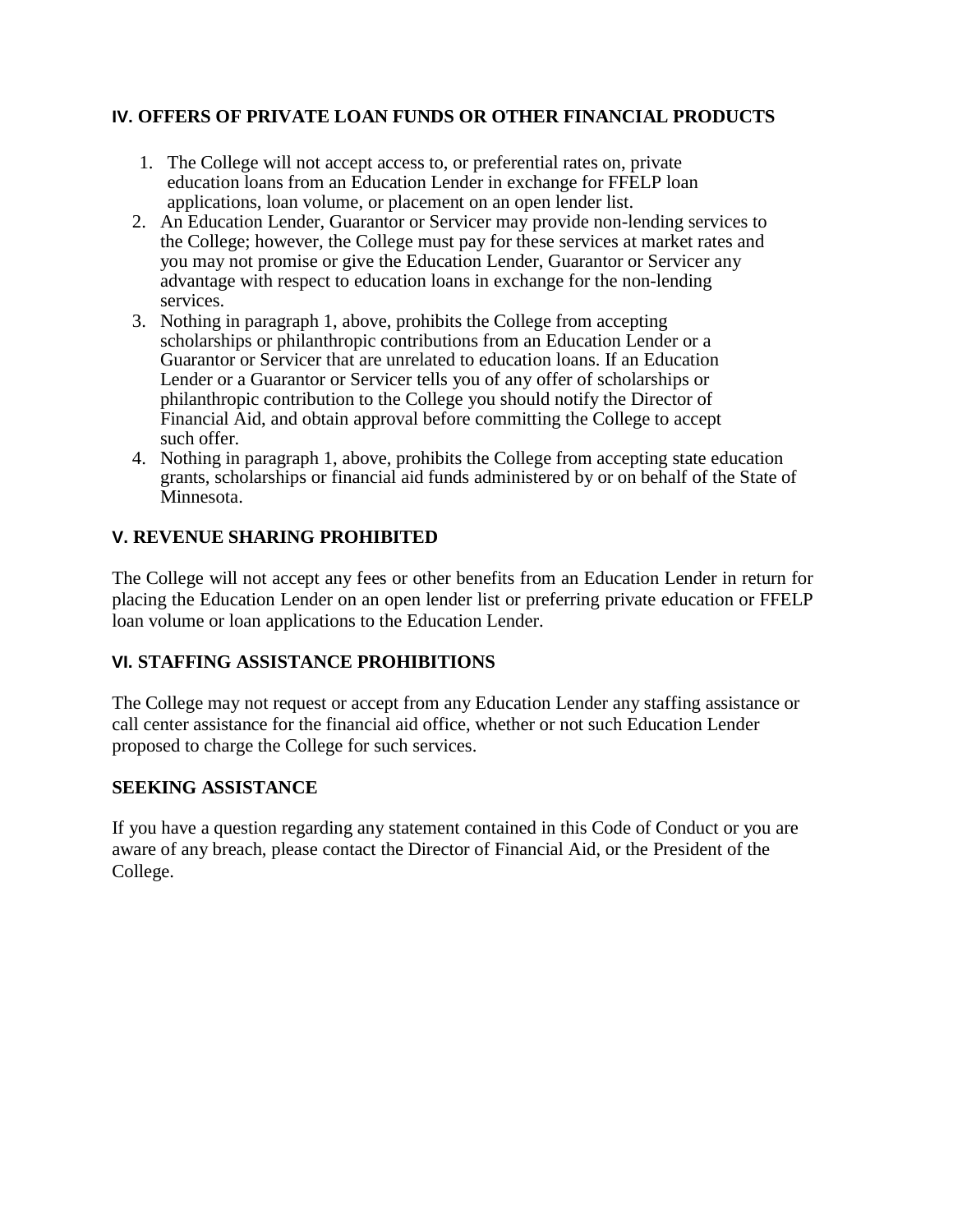## IV. OFFERS OF PRIVATE LOAN FUNDS OR OTHER FINANCIAL PRODUCTS

1. The College will not accept access to, or preferential rates on, private education loans from an Education Lender in exchange for FFELP loan applications, loan volume, or placement on an open lender list.
2. An Education Lender, Guarantor or Servicer may provide non-lending services to the College; however, the College must pay for these services at market rates and you may not promise or give the Education Lender, Guarantor or Servicer any advantage with respect to education loans in exchange for the non-lending services.
3. Nothing in paragraph 1, above, prohibits the College from accepting scholarships or philanthropic contributions from an Education Lender or a Guarantor or Servicer that are unrelated to education loans. If an Education Lender or a Guarantor or Servicer tells you of any offer of scholarships or philanthropic contribution to the College you should notify the Director of Financial Aid, and obtain approval before committing the College to accept such offer.
4. Nothing in paragraph 1, above, prohibits the College from accepting state education grants, scholarships or financial aid funds administered by or on behalf of the State of Minnesota.

## V. REVENUE SHARING PROHIBITED

The College will not accept any fees or other benefits from an Education Lender in return for placing the Education Lender on an open lender list or preferring private education or FFELP loan volume or loan applications to the Education Lender.

## VI. STAFFING ASSISTANCE PROHIBITIONS

The College may not request or accept from any Education Lender any staffing assistance or call center assistance for the financial aid office, whether or not such Education Lender proposed to charge the College for such services.

## SEEKING ASSISTANCE

If you have a question regarding any statement contained in this Code of Conduct or you are aware of any breach, please contact the Director of Financial Aid, or the President of the College.